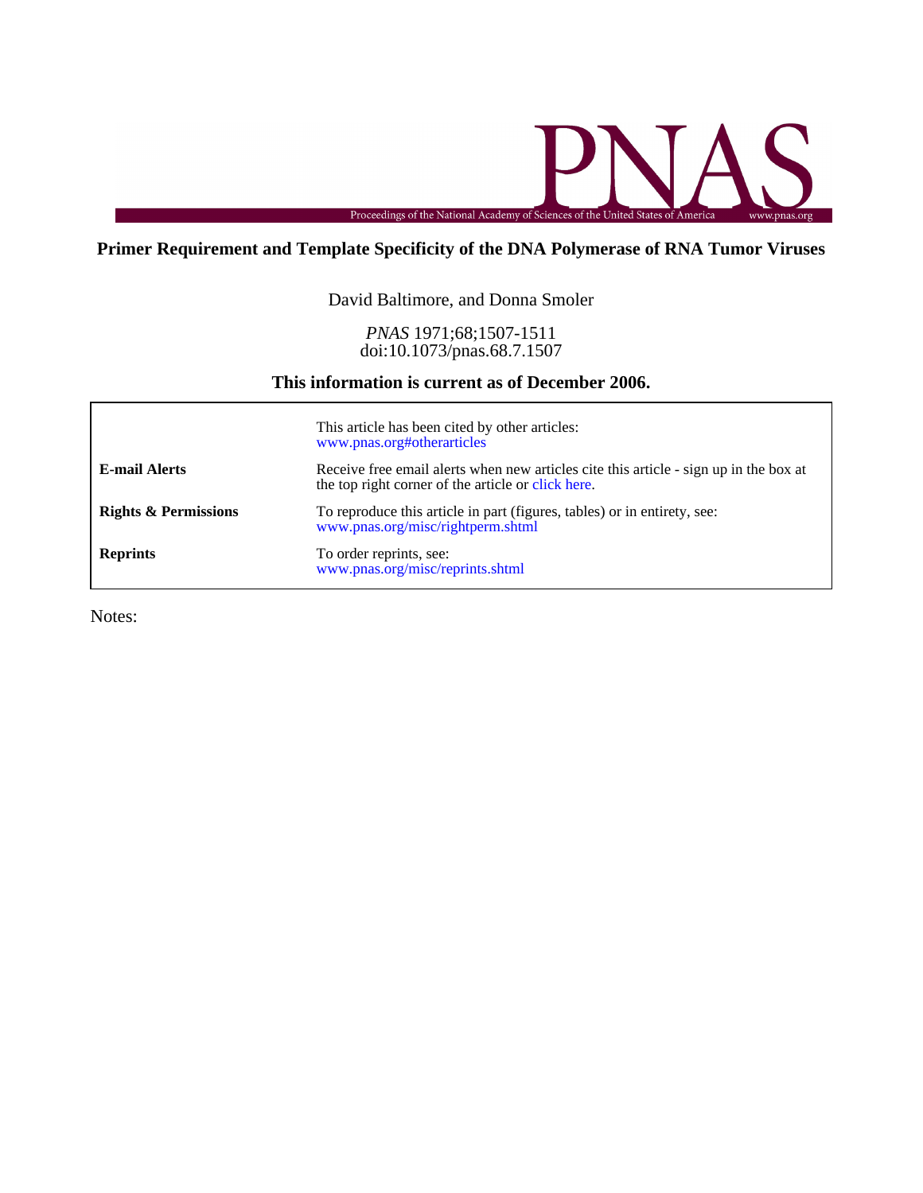# Primer Requirement and Template Specificity of the DNA Polymerase of RNA Tumor Viruses

David Baltimore, and Donna Smoler

*PNAS* 1971;68;1507-1511
doi:10.1073/pnas.68.7.1507

## This information is current as of December 2006.

| | |
|---|---|
| | This article has been cited by other articles: www.pnas.org#otherarticles |
| **E-mail Alerts** | Receive free email alerts when new articles cite this article - sign up in the box at the top right corner of the article or click here. |
| **Rights & Permissions** | To reproduce this article in part (figures, tables) or in entirety, see: www.pnas.org/misc/rightperm.shtml |
| **Reprints** | To order reprints, see: www.pnas.org/misc/reprints.shtml |

Notes: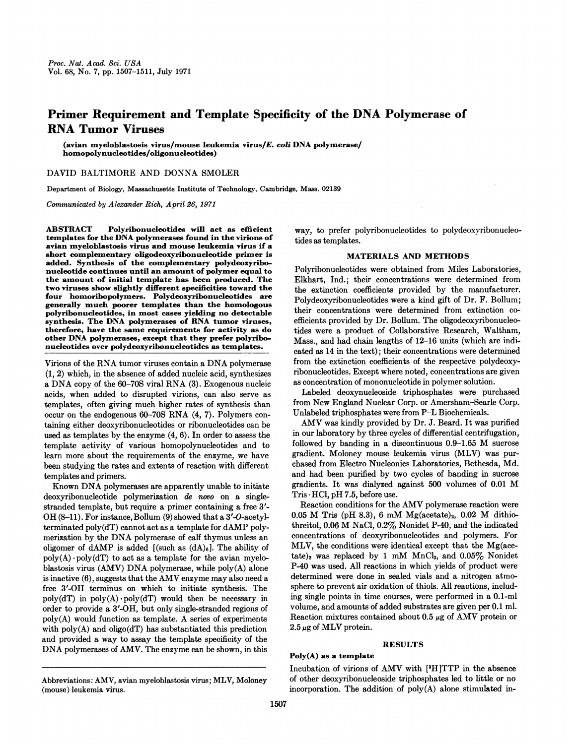Proc. Nat. Acad. Sci. USA
Vol. 68, No. 7, pp. 1507–1511, July 1971

# Primer Requirement and Template Specificity of the DNA Polymerase of RNA Tumor Viruses

(avian myeloblastosis virus/mouse leukemia virus/E. coli DNA polymerase/ homopolynucleotides/oligonucleotides)

DAVID BALTIMORE AND DONNA SMOLER

Department of Biology, Massachusetts Institute of Technology, Cambridge, Mass. 02139

*Communicated by Alexander Rich, April 26, 1971*

**ABSTRACT** Polyribonucleotides will act as efficient templates for the DNA polymerases found in the virions of avian myeloblastosis virus and mouse leukemia virus if a short complementary oligodeoxyribonucleotide primer is added. Synthesis of the complementary polydeoxyribonucleotide continues until an amount of polymer equal to the amount of initial template has been produced. The two viruses show slightly different specificities toward the four homoribopolymers. Polydeoxyribonucleotides are generally much poorer templates than the homologous polyribonucleotides, in most cases yielding no detectable synthesis. The DNA polymerases of RNA tumor viruses, therefore, have the same requirements for activity as do other DNA polymerases, except that they prefer polyribonucleotides over polydeoxyribonucleotides as templates.

Virions of the RNA tumor viruses contain a DNA polymerase (1, 2) which, in the absence of added nucleic acid, synthesizes a DNA copy of the 60–70S viral RNA (3). Exogenous nucleic acids, when added to disrupted virions, can also serve as templates, often giving much higher rates of synthesis than occur on the endogenous 60–70S RNA (4, 7). Polymers containing either deoxyribonucleotides or ribonucleotides can be used as templates by the enzyme (4, 6). In order to assess the template activity of various homopolynucleotides and to learn more about the requirements of the enzyme, we have been studying the rates and extents of reaction with different templates and primers.

Known DNA polymerases are apparently unable to initiate deoxyribonucleotide polymerization *de novo* on a single-stranded template, but require a primer containing a free 3′-OH (8–11). For instance, Bollum (9) showed that a 3′-*O*-acetyl-terminated poly(dT) cannot act as a template for dAMP polymerization by the DNA polymerase of calf thymus unless an oligomer of dAMP is added [(such as $(dA)_6$]. The ability of poly(A)·poly(dT) to act as a template for the avian myeloblastosis virus (AMV) DNA polymerase, while poly(A) alone is inactive (6), suggests that the AMV enzyme may also need a free 3′-OH terminus on which to initiate synthesis. The poly(dT) in poly(A)·poly(dT) would then be necessary in order to provide a 3′-OH, but only single-stranded regions of poly(A) would function as template. A series of experiments with poly(A) and oligo(dT) has substantiated this prediction and provided a way to assay the template specificity of the DNA polymerases of AMV. The enzyme can be shown, in this way, to prefer polyribonucleotides to polydeoxyribonucleotides as templates.

## MATERIALS AND METHODS

Polyribonucleotides were obtained from Miles Laboratories, Elkhart, Ind.; their concentrations were determined from the extinction coefficients provided by the manufacturer. Polydeoxyribonucleotides were a kind gift of Dr. F. Bollum; their concentrations were determined from extinction coefficients provided by Dr. Bollum. The oligodeoxyribonucleotides were a product of Collaborative Research, Waltham, Mass., and had chain lengths of 12–16 units (which are indicated as 14 in the text); their concentrations were determined from the extinction coefficients of the respective polydeoxyribonucleotides. Except where noted, concentrations are given as concentration of mononucleotide in polymer solution.

Labeled deoxynucleoside triphosphates were purchased from New England Nuclear Corp. or Amersham–Searle Corp. Unlabeled triphosphates were from P–L Biochemicals.

AMV was kindly provided by Dr. J. Beard. It was purified in our laboratory by three cycles of differential centrifugation, followed by banding in a discontinuous 0.9–1.65 M sucrose gradient. Moloney mouse leukemia virus (MLV) was purchased from Electro Nucleonics Laboratories, Bethesda, Md. and had been purified by two cycles of banding in sucrose gradients. It was dialyzed against 500 volumes of 0.01 M Tris·HCl, pH 7.5, before use.

Reaction conditions for the AMV polymerase reaction were 0.05 M Tris (pH 8.3), 6 mM $Mg(acetate)_2$, 0.02 M dithiothreitol, 0.06 M NaCl, 0.2% Nonidet P-40, and the indicated concentrations of deoxyribonucleotides and polymers. For MLV, the conditions were identical except that the $Mg(acetate)_2$ was replaced by 1 mM $MnCl_2$, and 0.05% Nonidet P-40 was used. All reactions in which yields of product were determined were done in sealed vials and a nitrogen atmosphere to prevent air oxidation of thiols. All reactions, including single points in time courses, were performed in a 0.1-ml volume, and amounts of added substrates are given per 0.1 ml. Reaction mixtures contained about 0.5 μg of AMV protein or 2.5 μg of MLV protein.

## RESULTS

### Poly(A) as a template

Incubation of virions of AMV with [$^3$H]TTP in the absence of other deoxyribonucleoside triphosphates led to little or no incorporation. The addition of poly(A) alone stimulated in-

Abbreviations: AMV, avian myeloblastosis virus; MLV, Moloney (mouse) leukemia virus.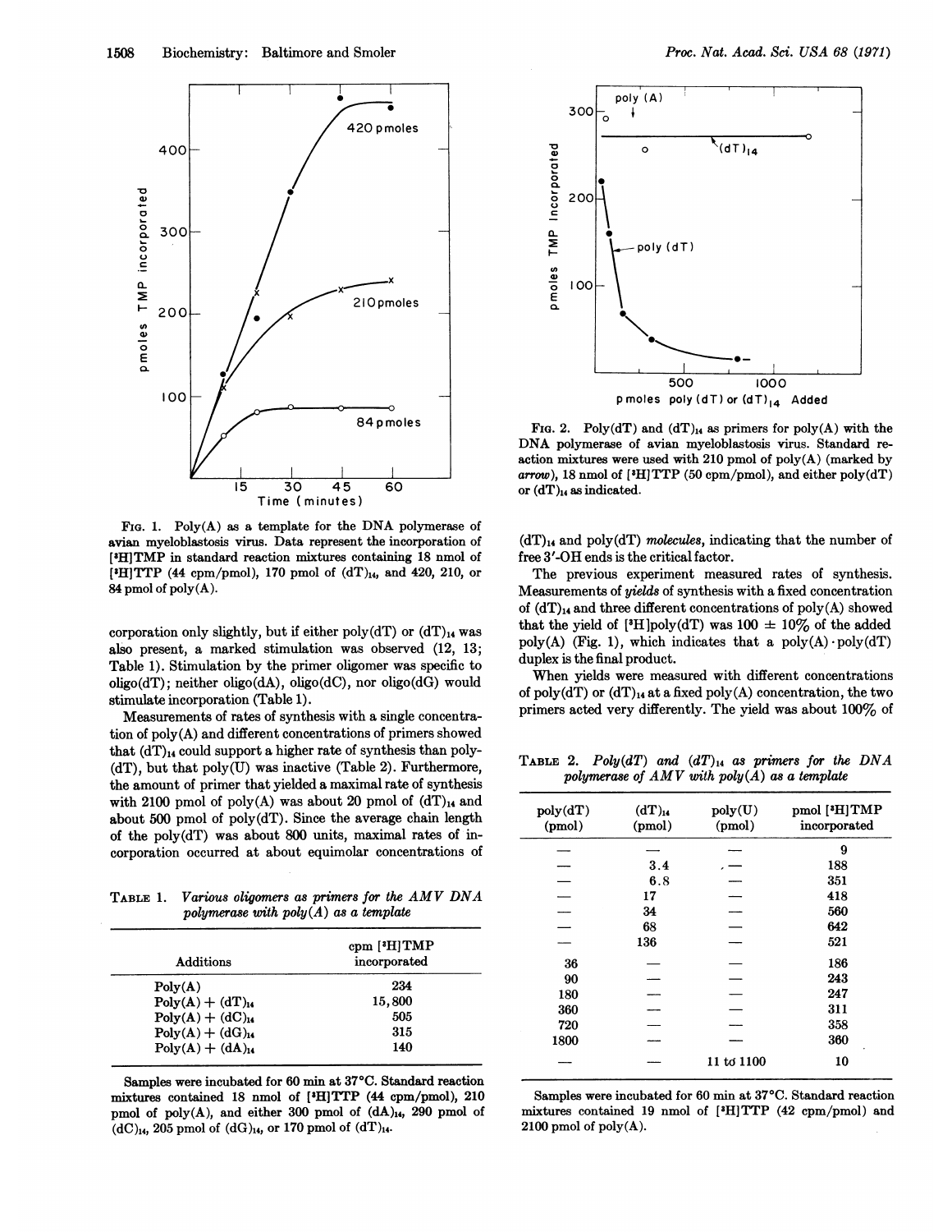FIG. 1. Poly(A) as a template for the DNA polymerase of avian myeloblastosis virus. Data represent the incorporation of [$^3$H]TMP in standard reaction mixtures containing 18 nmol of [$^3$H]TTP (44 cpm/pmol), 170 pmol of $(dT)_{14}$, and 420, 210, or 84 pmol of poly(A).

corporation only slightly, but if either poly(dT) or $(dT)_{14}$ was also present, a marked stimulation was observed (12, 13; Table 1). Stimulation by the primer oligomer was specific to oligo(dT); neither oligo(dA), oligo(dC), nor oligo(dG) would stimulate incorporation (Table 1).

Measurements of rates of synthesis with a single concentration of poly(A) and different concentrations of primers showed that $(dT)_{14}$ could support a higher rate of synthesis than poly(dT), but that poly(U) was inactive (Table 2). Furthermore, the amount of primer that yielded a maximal rate of synthesis with 2100 pmol of poly(A) was about 20 pmol of $(dT)_{14}$ and about 500 pmol of poly(dT). Since the average chain length of the poly(dT) was about 800 units, maximal rates of incorporation occurred at about equimolar concentrations of

TABLE 1. *Various oligomers as primers for the AMV DNA polymerase with poly(A) as a template*

| Additions | cpm [$^3$H]TMP incorporated |
|---|---|
| Poly(A) | 234 |
| Poly(A) + $(dT)_{14}$ | 15,800 |
| Poly(A) + $(dC)_{14}$ | 505 |
| Poly(A) + $(dG)_{14}$ | 315 |
| Poly(A) + $(dA)_{14}$ | 140 |

Samples were incubated for 60 min at 37°C. Standard reaction mixtures contained 18 nmol of [$^3$H]TTP (44 cpm/pmol), 210 pmol of poly(A), and either 300 pmol of $(dA)_{14}$, 290 pmol of $(dC)_{14}$, 205 pmol of $(dG)_{14}$, or 170 pmol of $(dT)_{14}$.

FIG. 2. Poly(dT) and $(dT)_{14}$ as primers for poly(A) with the DNA polymerase of avian myeloblastosis virus. Standard reaction mixtures were used with 210 pmol of poly(A) (marked by *arrow*), 18 nmol of [$^3$H]TTP (50 cpm/pmol), and either poly(dT) or $(dT)_{14}$ as indicated.

$(dT)_{14}$ and poly(dT) *molecules*, indicating that the number of free 3′-OH ends is the critical factor.

The previous experiment measured rates of synthesis. Measurements of *yields* of synthesis with a fixed concentration of $(dT)_{14}$ and three different concentrations of poly(A) showed that the yield of [$^3$H]poly(dT) was 100 ± 10% of the added poly(A) (Fig. 1), which indicates that a poly(A)·poly(dT) duplex is the final product.

When yields were measured with different concentrations of poly(dT) or $(dT)_{14}$ at a fixed poly(A) concentration, the two primers acted very differently. The yield was about 100% of

TABLE 2. *Poly(dT) and $(dT)_{14}$ as primers for the DNA polymerase of AMV with poly(A) as a template*

| poly(dT) (pmol) | $(dT)_{14}$ (pmol) | poly(U) (pmol) | pmol [$^3$H]TMP incorporated |
|---|---|---|---|
| — | — | — | 9 |
| — | 3.4 | — | 188 |
| — | 6.8 | — | 351 |
| — | 17 | — | 418 |
| — | 34 | — | 560 |
| — | 68 | — | 642 |
| — | 136 | — | 521 |
| 36 | — | — | 186 |
| 90 | — | — | 243 |
| 180 | — | — | 247 |
| 360 | — | — | 311 |
| 720 | — | — | 358 |
| 1800 | — | — | 360 |
| — | — | 11 to 1100 | 10 |

Samples were incubated for 60 min at 37°C. Standard reaction mixtures contained 19 nmol of [$^3$H]TTP (42 cpm/pmol) and 2100 pmol of poly(A).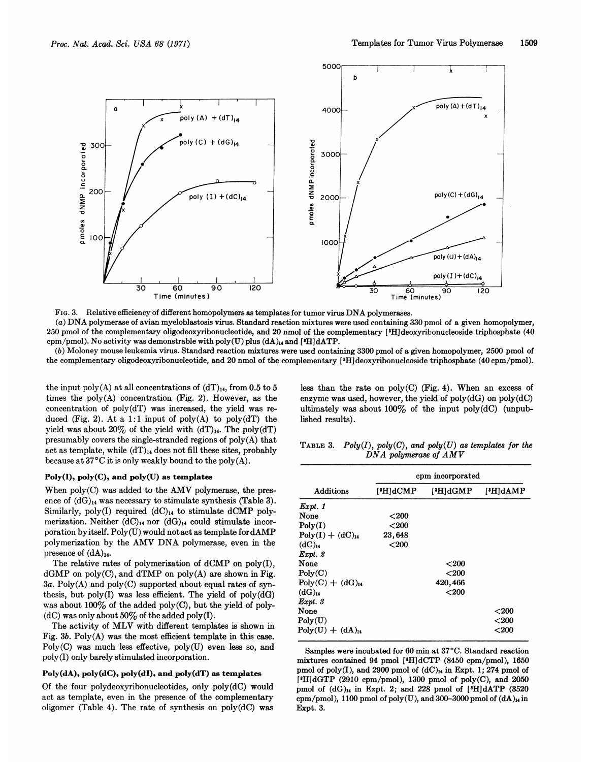FIG. 3. Relative efficiency of different homopolymers as templates for tumor virus DNA polymerases.

(a) DNA polymerase of avian myeloblastosis virus. Standard reaction mixtures were used containing 330 pmol of a given homopolymer, 250 pmol of the complementary oligodeoxyribonucleotide, and 20 nmol of the complementary [$^3$H]deoxyribonucleoside triphosphate (40 cpm/pmol). No activity was demonstrable with poly(U) plus $(dA)_{14}$ and [$^3$H]dATP.

(b) Moloney mouse leukemia virus. Standard reaction mixtures were used containing 3300 pmol of a given homopolymer, 2500 pmol of the complementary oligodeoxyribonucleotide, and 20 nmol of the complementary [$^3$H]deoxyribonucleoside triphosphate (40 cpm/pmol).

the input poly(A) at all concentrations of $(dT)_{14}$, from 0.5 to 5 times the poly(A) concentration (Fig. 2). However, as the concentration of poly(dT) was increased, the yield was reduced (Fig. 2). At a 1:1 input of poly(A) to poly(dT) the yield was about 20% of the yield with $(dT)_{14}$. The poly(dT) presumably covers the single-stranded regions of poly(A) that act as template, while $(dT)_{14}$ does not fill these sites, probably because at 37°C it is only weakly bound to the poly(A).

### Poly(I), poly(C), and poly(U) as templates

When poly(C) was added to the AMV polymerase, the presence of $(dG)_{14}$ was necessary to stimulate synthesis (Table 3). Similarly, poly(I) required $(dC)_{14}$ to stimulate dCMP polymerization. Neither $(dC)_{14}$ nor $(dG)_{14}$ could stimulate incorporation by itself. Poly(U) would not act as template for dAMP polymerization by the AMV DNA polymerase, even in the presence of $(dA)_{14}$.

The relative rates of polymerization of dCMP on poly(I), dGMP on poly(C), and dTMP on poly(A) are shown in Fig. 3a. Poly(A) and poly(C) supported about equal rates of synthesis, but poly(I) was less efficient. The yield of poly(dG) was about 100% of the added poly(C), but the yield of poly(dC) was only about 50% of the added poly(I).

The activity of MLV with different templates is shown in Fig. 3b. Poly(A) was the most efficient template in this case. Poly(C) was much less effective, poly(U) even less so, and poly(I) only barely stimulated incorporation.

### Poly(dA), poly(dC), poly(dI), and poly(dT) as templates

Of the four polydeoxyribonucleotides, only poly(dC) would act as template, even in the presence of the complementary oligomer (Table 4). The rate of synthesis on poly(dC) was less than the rate on poly(C) (Fig. 4). When an excess of enzyme was used, however, the yield of poly(dG) on poly(dC) ultimately was about 100% of the input poly(dC) (unpublished results).

TABLE 3. *Poly(I), poly(C), and poly(U) as templates for the DNA polymerase of AMV*

| Additions | cpm incorporated | | |
|---|---|---|---|
| | [$^3$H]dCMP | [$^3$H]dGMP | [$^3$H]dAMP |
| *Expt. 1* | | | |
| None | <200 | | |
| Poly(I) | <200 | | |
| Poly(I) + $(dC)_{14}$ | 23,648 | | |
| $(dC)_{14}$ | <200 | | |
| *Expt. 2* | | | |
| None | | <200 | |
| Poly(C) | | <200 | |
| Poly(C) + $(dG)_{14}$ | | 420,466 | |
| $(dG)_{14}$ | | <200 | |
| *Expt. 3* | | | |
| None | | | <200 |
| Poly(U) | | | <200 |
| Poly(U) + $(dA)_{14}$ | | | <200 |

Samples were incubated for 60 min at 37°C. Standard reaction mixtures contained 94 pmol [$^3$H]dCTP (8450 cpm/pmol), 1650 pmol of poly(I), and 2900 pmol of $(dC)_{14}$ in Expt. 1; 274 pmol of [$^3$H]dGTP (2910 cpm/pmol), 1300 pmol of poly(C), and 2050 pmol of $(dG)_{14}$ in Expt. 2; and 228 pmol of [$^3$H]dATP (3520 cpm/pmol), 1100 pmol of poly(U), and 300–3000 pmol of $(dA)_{14}$ in Expt. 3.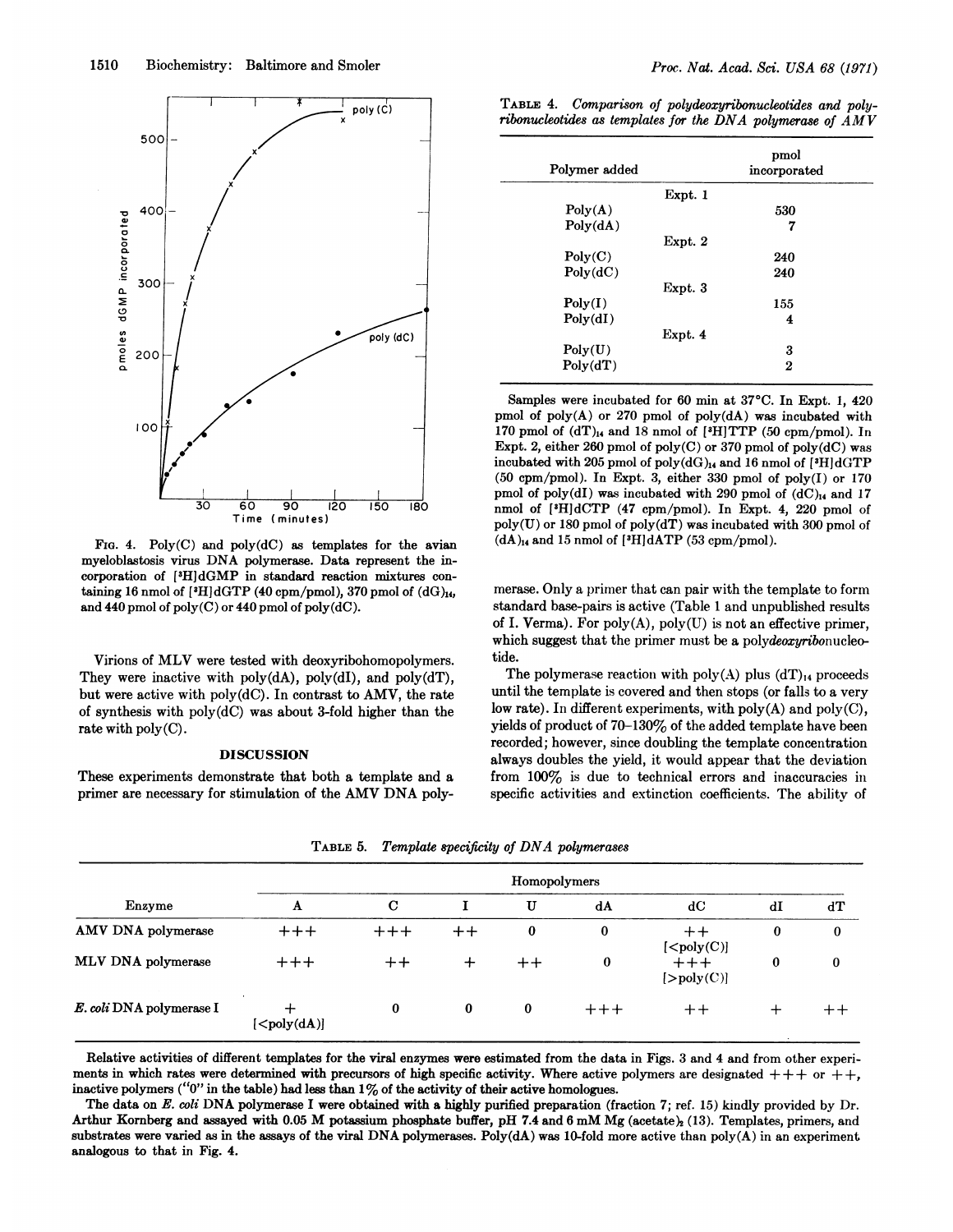FIG. 4. Poly(C) and poly(dC) as templates for the avian myeloblastosis virus DNA polymerase. Data represent the incorporation of [$^3$H]dGMP in standard reaction mixtures containing 16 nmol of [$^3$H]dGTP (40 cpm/pmol), 370 pmol of $(dG)_{14}$, and 440 pmol of poly(C) or 440 pmol of poly(dC).

Virions of MLV were tested with deoxyribohomopolymers. They were inactive with poly(dA), poly(dI), and poly(dT), but were active with poly(dC). In contrast to AMV, the rate of synthesis with poly(dC) was about 3-fold higher than the rate with poly(C).

## DISCUSSION

These experiments demonstrate that both a template and a primer are necessary for stimulation of the AMV DNA polymerase. Only a primer that can pair with the template to form standard base-pairs is active (Table 1 and unpublished results of I. Verma). For poly(A), poly(U) is not an effective primer, which suggest that the primer must be a poly*deoxyribo*nucleotide.

The polymerase reaction with poly(A) plus $(dT)_{14}$ proceeds until the template is covered and then stops (or falls to a very low rate). In different experiments, with poly(A) and poly(C), yields of product of 70–130% of the added template have been recorded; however, since doubling the template concentration always doubles the yield, it would appear that the deviation from 100% is due to technical errors and inaccuracies in specific activities and extinction coefficients. The ability of

TABLE 4. *Comparison of polydeoxyribonucleotides and polyribonucleotides as templates for the DNA polymerase of AMV*

| Polymer added | pmol incorporated |
|---|---|
| Expt. 1 | |
| Poly(A) | 530 |
| Poly(dA) | 7 |
| Expt. 2 | |
| Poly(C) | 240 |
| Poly(dC) | 240 |
| Expt. 3 | |
| Poly(I) | 155 |
| Poly(dI) | 4 |
| Expt. 4 | |
| Poly(U) | 3 |
| Poly(dT) | 2 |

Samples were incubated for 60 min at 37°C. In Expt. 1, 420 pmol of poly(A) or 270 pmol of poly(dA) was incubated with 170 pmol of $(dT)_{14}$ and 18 nmol of [$^3$H]TTP (50 cpm/pmol). In Expt. 2, either 260 pmol of poly(C) or 370 pmol of poly(dC) was incubated with 205 pmol of poly$(dG)_{14}$ and 16 nmol of [$^3$H]dGTP (50 cpm/pmol). In Expt. 3, either 330 pmol of poly(I) or 170 pmol of poly(dI) was incubated with 290 pmol of $(dC)_{14}$ and 17 nmol of [$^3$H]dCTP (47 cpm/pmol). In Expt. 4, 220 pmol of poly(U) or 180 pmol of poly(dT) was incubated with 300 pmol of $(dA)_{14}$ and 15 nmol of [$^3$H]dATP (53 cpm/pmol).

TABLE 5. *Template specificity of DNA polymerases*

| Enzyme | Homopolymers | | | | | | | |
|---|---|---|---|---|---|---|---|---|
| | A | C | I | U | dA | dC | dI | dT |
| AMV DNA polymerase | +++ | +++ | ++ | 0 | 0 | ++ [<poly(C)] | 0 | 0 |
| MLV DNA polymerase | +++ | ++ | + | ++ | 0 | +++ [>poly(C)] | 0 | 0 |
| *E. coli* DNA polymerase I | + [<poly(dA)] | 0 | 0 | 0 | +++ | ++ | + | ++ |

Relative activities of different templates for the viral enzymes were estimated from the data in Figs. 3 and 4 and from other experiments in which rates were determined with precursors of high specific activity. Where active polymers are designated +++ or ++, inactive polymers ("0" in the table) had less than 1% of the activity of their active homologues.

The data on *E. coli* DNA polymerase I were obtained with a highly purified preparation (fraction 7; ref. 15) kindly provided by Dr. Arthur Kornberg and assayed with 0.05 M potassium phosphate buffer, pH 7.4 and 6 mM Mg (acetate)$_2$ (13). Templates, primers, and substrates were varied as in the assays of the viral DNA polymerases. Poly(dA) was 10-fold more active than poly(A) in an experiment analogous to that in Fig. 4.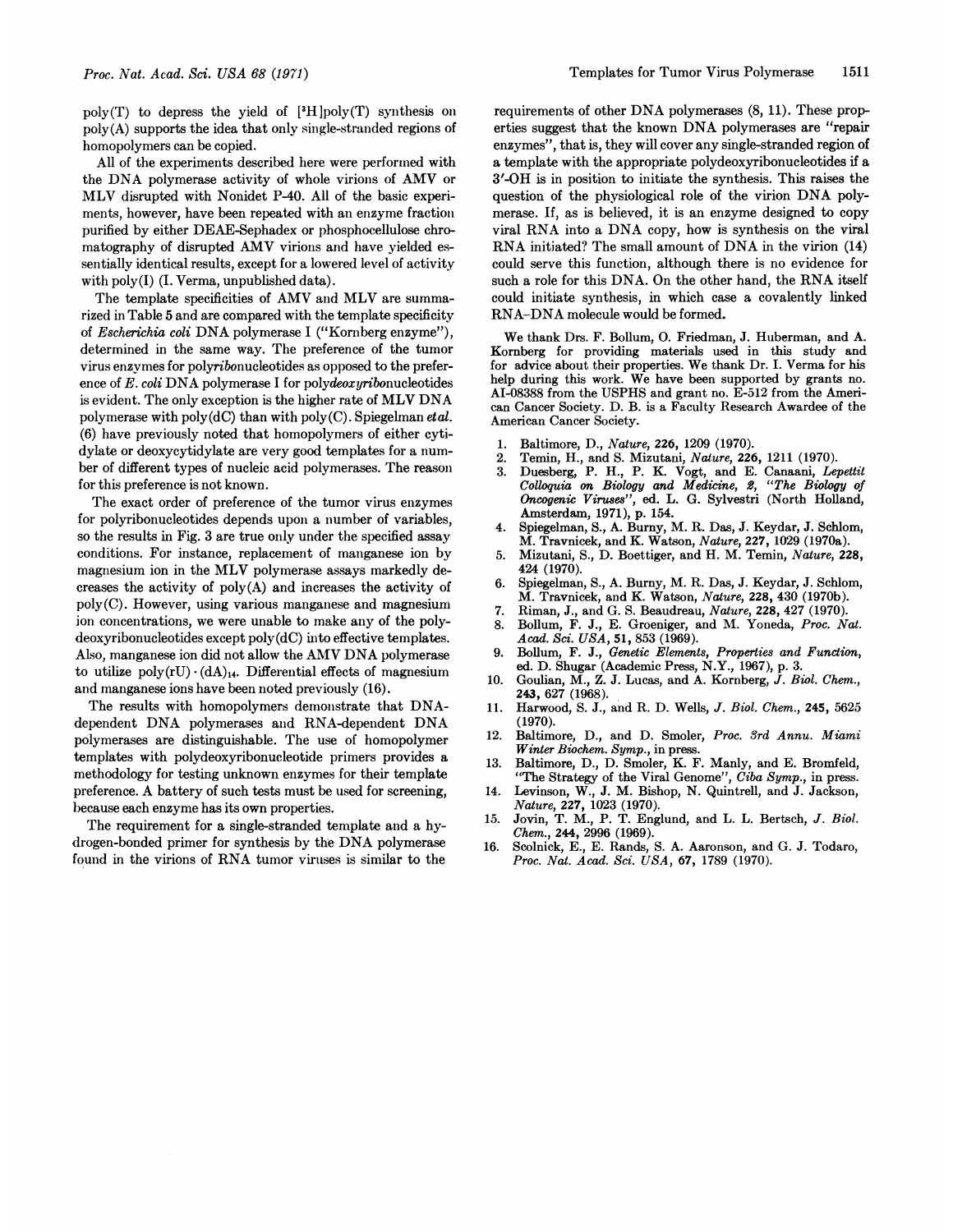poly(T) to depress the yield of [$^3$H]poly(T) synthesis on poly(A) supports the idea that only single-stranded regions of homopolymers can be copied.

All of the experiments described here were performed with the DNA polymerase activity of whole virions of AMV or MLV disrupted with Nonidet P-40. All of the basic experiments, however, have been repeated with an enzyme fraction purified by either DEAE-Sephadex or phosphocellulose chromatography of disrupted AMV virions and have yielded essentially identical results, except for a lowered level of activity with poly(I) (I. Verma, unpublished data).

The template specificities of AMV and MLV are summarized in Table 5 and are compared with the template specificity of *Escherichia coli* DNA polymerase I ("Kornberg enzyme"), determined in the same way. The preference of the tumor virus enzymes for poly*ribo*nucleotides as opposed to the preference of *E. coli* DNA polymerase I for poly*deoxyribo*nucleotides is evident. The only exception is the higher rate of MLV DNA polymerase with poly(dC) than with poly(C). Spiegelman *et al.* (6) have previously noted that homopolymers of either cytidylate or deoxycytidylate are very good templates for a number of different types of nucleic acid polymerases. The reason for this preference is not known.

The exact order of preference of the tumor virus enzymes for polyribonucleotides depends upon a number of variables, so the results in Fig. 3 are true only under the specified assay conditions. For instance, replacement of manganese ion by magnesium ion in the MLV polymerase assays markedly decreases the activity of poly(A) and increases the activity of poly(C). However, using various manganese and magnesium ion concentrations, we were unable to make any of the polydeoxyribonucleotides except poly(dC) into effective templates. Also, manganese ion did not allow the AMV DNA polymerase to utilize poly(rU)·$(dA)_{14}$. Differential effects of magnesium and manganese ions have been noted previously (16).

The results with homopolymers demonstrate that DNA-dependent DNA polymerases and RNA-dependent DNA polymerases are distinguishable. The use of homopolymer templates with polydeoxyribonucleotide primers provides a methodology for testing unknown enzymes for their template preference. A battery of such tests must be used for screening, because each enzyme has its own properties.

The requirement for a single-stranded template and a hydrogen-bonded primer for synthesis by the DNA polymerase found in the virions of RNA tumor viruses is similar to the requirements of other DNA polymerases (8, 11). These properties suggest that the known DNA polymerases are "repair enzymes", that is, they will cover any single-stranded region of a template with the appropriate polydeoxyribonucleotides if a 3'-OH is in position to initiate the synthesis. This raises the question of the physiological role of the virion DNA polymerase. If, as is believed, it is an enzyme designed to copy viral RNA into a DNA copy, how is synthesis on the viral RNA initiated? The small amount of DNA in the virion (14) could serve this function, although there is no evidence for such a role for this DNA. On the other hand, the RNA itself could initiate synthesis, in which case a covalently linked RNA–DNA molecule would be formed.

We thank Drs. F. Bollum, O. Friedman, J. Huberman, and A. Kornberg for providing materials used in this study and for advice about their properties. We thank Dr. I. Verma for his help during this work. We have been supported by grants no. AI-08388 from the USPHS and grant no. E-512 from the American Cancer Society. D. B. is a Faculty Research Awardee of the American Cancer Society.

1. Baltimore, D., *Nature*, **226**, 1209 (1970).
2. Temin, H., and S. Mizutani, *Nature*, **226**, 1211 (1970).
3. Duesberg, P. H., P. K. Vogt, and E. Canaani, *Lepettit Colloquia on Biology and Medicine, 2, "The Biology of Oncogenic Viruses"*, ed. L. G. Sylvestri (North Holland, Amsterdam, 1971), p. 154.
4. Spiegelman, S., A. Burny, M. R. Das, J. Keydar, J. Schlom, M. Travnicek, and K. Watson, *Nature*, **227**, 1029 (1970a).
5. Mizutani, S., D. Boettiger, and H. M. Temin, *Nature*, **228**, 424 (1970).
6. Spiegelman, S., A. Burny, M. R. Das, J. Keydar, J. Schlom, M. Travnicek, and K. Watson, *Nature*, **228**, 430 (1970b).
7. Riman, J., and G. S. Beaudreau, *Nature*, **228**, 427 (1970).
8. Bollum, F. J., E. Groeniger, and M. Yoneda, *Proc. Nat. Acad. Sci. USA*, **51**, 853 (1969).
9. Bollum, F. J., *Genetic Elements, Properties and Function*, ed. D. Shugar (Academic Press, N.Y., 1967), p. 3.
10. Goulian, M., Z. J. Lucas, and A. Kornberg, *J. Biol. Chem.*, **243**, 627 (1968).
11. Harwood, S. J., and R. D. Wells, *J. Biol. Chem.*, **245**, 5625 (1970).
12. Baltimore, D., and D. Smoler, *Proc. 3rd Annu. Miami Winter Biochem. Symp.*, in press.
13. Baltimore, D., D. Smoler, K. F. Manly, and E. Bromfeld, "The Strategy of the Viral Genome", *Ciba Symp.*, in press.
14. Levinson, W., J. M. Bishop, N. Quintrell, and J. Jackson, *Nature*, **227**, 1023 (1970).
15. Jovin, T. M., P. T. Englund, and L. L. Bertsch, *J. Biol. Chem.*, **244**, 2996 (1969).
16. Scolnick, E., E. Rands, S. A. Aaronson, and G. J. Todaro, *Proc. Nat. Acad. Sci. USA*, **67**, 1789 (1970).